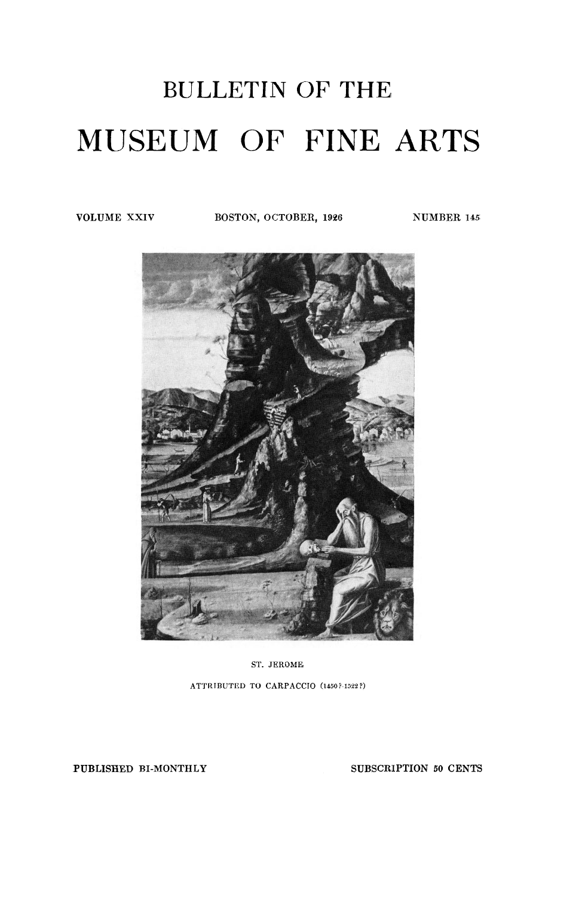# BULLETIN OF THE

# MUSEUM OF FINE ARTS

VOLUME XXIV | BOSTON, OCTOBER, 1926 | NUMBER 145

ST. JEROME

ATTRIBUTED TO CARPACCIO (1450?-1522?)

PUBLISHED BI-MONTHLY

SUBSCRIPTION 50 CENTS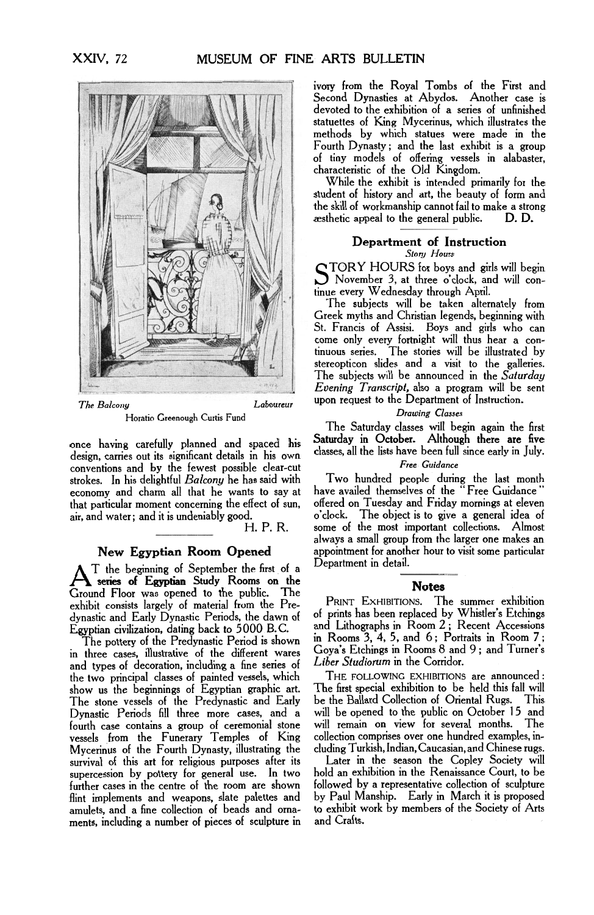*The Balcony* Laboureur

Horatio Greenough Curtis Fund

once having carefully planned and spaced his design, carries out its significant details in his own conventions and by the fewest possible clear-cut strokes. In his delightful *Balcony* he has said with economy and charm all that he wants to say at that particular moment concerning the effect of sun, air, and water; and it is undeniably good.

H. P. R.

## New Egyptian Room Opened

AT the beginning of September the first of a **series of Egyptian Study Rooms on the** Ground Floor was opened to the public. The exhibit consists largely of material from the Predynastic and Early Dynastic Periods, the dawn of Egyptian civilization, dating back to 5000 B.C.

The pottery of the Predynastic Period is shown in three cases, illustrative of the different wares and types of decoration, including a fine series of the two principal classes of painted vessels, which show us the beginnings of Egyptian graphic art. The stone vessels of the Predynastic and Early Dynastic Periods fill three more cases, and a fourth case contains a group of ceremonial stone vessels from the Funerary Temples of King Mycerinus of the Fourth Dynasty, illustrating the survival of this art for religious purposes after its supercession by pottery for general use. In two further cases in the centre of the room are shown flint implements and weapons, slate palettes and amulets, and a fine collection of beads and ornaments, including a number of pieces of sculpture in ivory from the Royal Tombs of the First and Second Dynasties at Abydos. Another case is devoted to the exhibition of a series of unfinished statuettes of King Mycerinus, which illustrates the methods by which statues were made in the Fourth Dynasty; and the last exhibit is a group of tiny models of offering vessels in alabaster, characteristic of the Old Kingdom.

While the exhibit is intended primarily for the student of history and art, the beauty of form and the skill of workmanship cannot fail to make a strong æsthetic appeal to the general public. **D. D.**

## Department of Instruction

*Story Hours*

STORY HOURS for boys and girls will begin November 3, at three o'clock, and will continue every Wednesday through April.

The subjects will be taken alternately from Greek myths and Christian legends, beginning with St. Francis of Assisi. Boys and girls who can come only every fortnight will thus hear a continuous series. The stories will be illustrated by stereopticon slides and a visit to the galleries. The subjects will be announced in the *Saturday Evening Transcript*, also a program will be sent upon request to the Department of Instruction.

*Drawing Classes*

The Saturday classes will begin again the first Saturday in October. Although there are five classes, all the lists have been full since early in July.

*Free Guidance*

Two hundred people during the last month have availed themselves of the "Free Guidance" offered on Tuesday and Friday mornings at eleven o'clock. The object is to give a general idea of some of the most important collections. Almost always a small group from the larger one makes an appointment for another hour to visit some particular Department in detail.

## Notes

PRINT EXHIBITIONS. The summer exhibition of prints has been replaced by Whistler's Etchings and Lithographs in Room 2; Recent Accessions in Rooms 3, 4, 5, and 6; Portraits in Room 7; Goya's Etchings in Rooms 8 and 9; and Turner's *Liber Studiorum* in the Corridor.

THE FOLLOWING EXHIBITIONS are announced: The first special exhibition to be held this fall will be the Ballard Collection of Oriental Rugs. This will be opened to the public on October 15 and will remain on view for several months. The collection comprises over one hundred examples, including Turkish, Indian, Caucasian, and Chinese rugs.

Later in the season the Copley Society will hold an exhibition in the Renaissance Court, to be followed by a representative collection of sculpture by Paul Manship. Early in March it is proposed to exhibit work by members of the Society of Arts and Crafts.